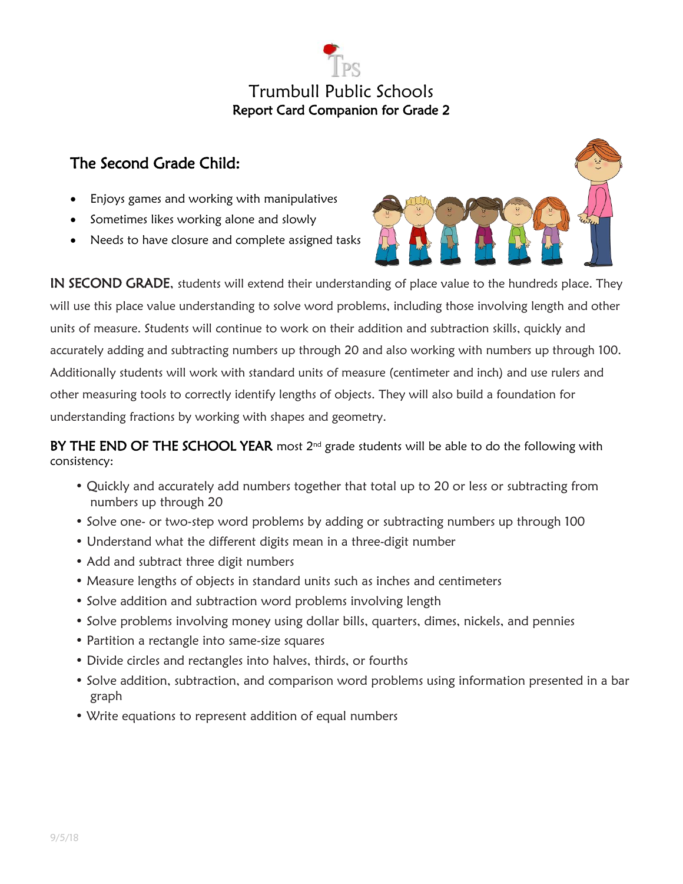# Trumbull Public Schools

## Report Card Companion for Grade 2

## The Second Grade Child:

- Enjoys games and working with manipulatives
- Sometimes likes working alone and slowly
- Needs to have closure and complete assigned tasks

**IN SECOND GRADE**, students will extend their understanding of place value to the hundreds place. They will use this place value understanding to solve word problems, including those involving length and other units of measure. Students will continue to work on their addition and subtraction skills, quickly and accurately adding and subtracting numbers up through 20 and also working with numbers up through 100. Additionally students will work with standard units of measure (centimeter and inch) and use rulers and other measuring tools to correctly identify lengths of objects. They will also build a foundation for understanding fractions by working with shapes and geometry.

**BY THE END OF THE SCHOOL YEAR** most 2nd grade students will be able to do the following with consistency:

- Quickly and accurately add numbers together that total up to 20 or less or subtracting from numbers up through 20
- Solve one- or two-step word problems by adding or subtracting numbers up through 100
- Understand what the different digits mean in a three-digit number
- Add and subtract three digit numbers
- Measure lengths of objects in standard units such as inches and centimeters
- Solve addition and subtraction word problems involving length
- Solve problems involving money using dollar bills, quarters, dimes, nickels, and pennies
- Partition a rectangle into same-size squares
- Divide circles and rectangles into halves, thirds, or fourths
- Solve addition, subtraction, and comparison word problems using information presented in a bar graph
- Write equations to represent addition of equal numbers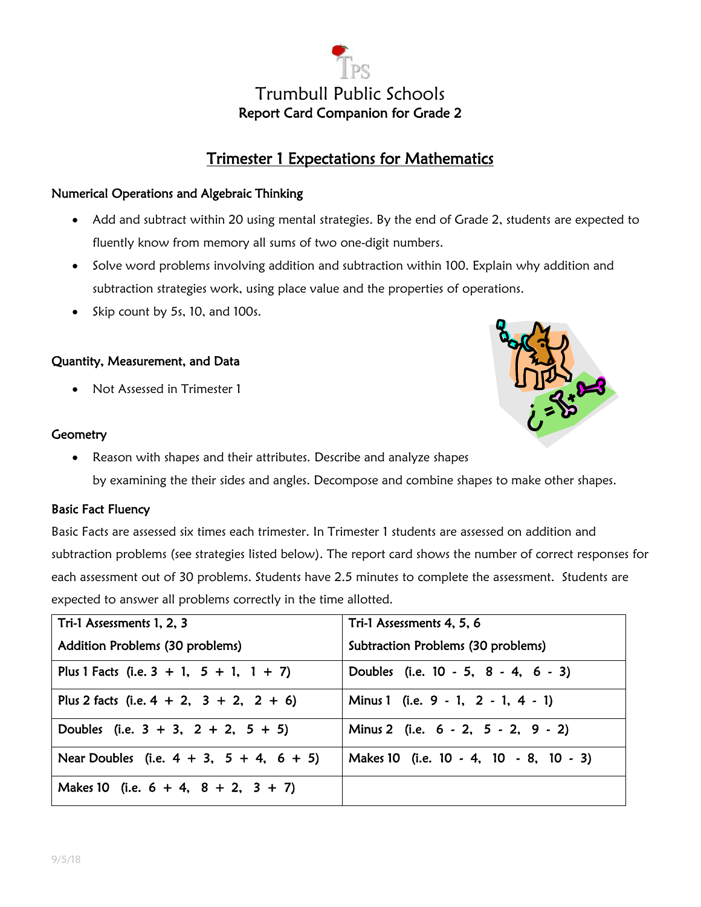# Trumbull Public Schools

## Report Card Companion for Grade 2

## Trimester 1 Expectations for Mathematics

### Numerical Operations and Algebraic Thinking

- Add and subtract within 20 using mental strategies. By the end of Grade 2, students are expected to fluently know from memory all sums of two one-digit numbers.
- Solve word problems involving addition and subtraction within 100. Explain why addition and subtraction strategies work, using place value and the properties of operations.
- Skip count by 5s, 10, and 100s.

### Quantity, Measurement, and Data

- Not Assessed in Trimester 1

### Geometry

- Reason with shapes and their attributes. Describe and analyze shapes by examining the their sides and angles. Decompose and combine shapes to make other shapes.

### Basic Fact Fluency

Basic Facts are assessed six times each trimester. In Trimester 1 students are assessed on addition and subtraction problems (see strategies listed below). The report card shows the number of correct responses for each assessment out of 30 problems. Students have 2.5 minutes to complete the assessment. Students are expected to answer all problems correctly in the time allotted.

| Tri-1 Assessments 1, 2, 3<br>Addition Problems (30 problems) | Tri-1 Assessments 4, 5, 6<br>Subtraction Problems (30 problems) |
|---|---|
| Plus 1 Facts (i.e. 3 + 1, 5 + 1, 1 + 7) | Doubles (i.e. 10 - 5, 8 - 4, 6 - 3) |
| Plus 2 facts (i.e. 4 + 2, 3 + 2, 2 + 6) | Minus 1 (i.e. 9 - 1, 2 - 1, 4 - 1) |
| Doubles (i.e. 3 + 3, 2 + 2, 5 + 5) | Minus 2 (i.e. 6 - 2, 5 - 2, 9 - 2) |
| Near Doubles (i.e. 4 + 3, 5 + 4, 6 + 5) | Makes 10 (i.e. 10 - 4, 10 - 8, 10 - 3) |
| Makes 10 (i.e. 6 + 4, 8 + 2, 3 + 7) | |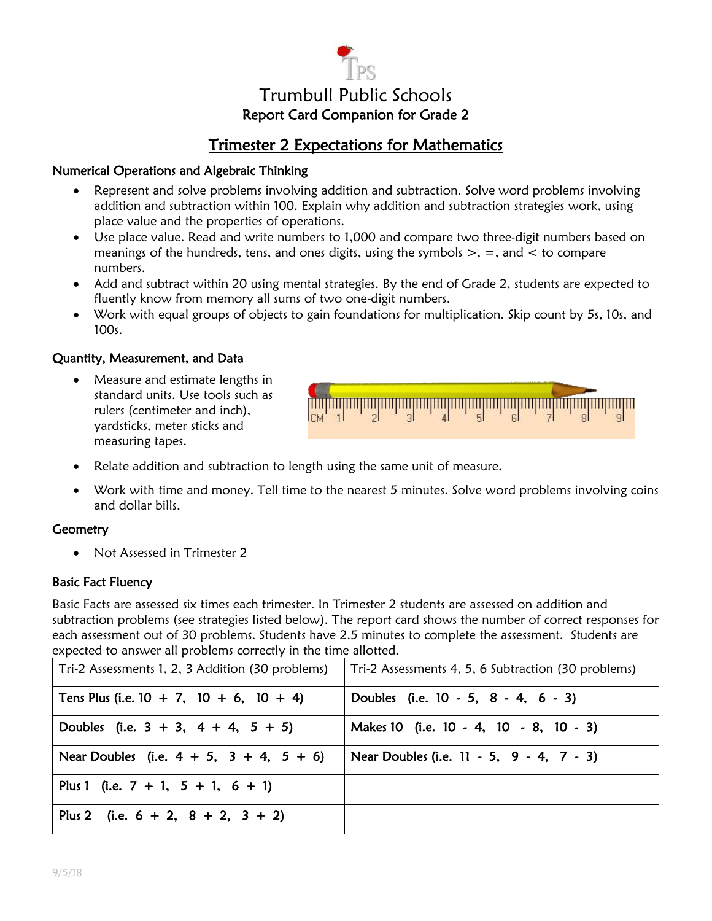# Trumbull Public Schools

## Report Card Companion for Grade 2

## Trimester 2 Expectations for Mathematics

### Numerical Operations and Algebraic Thinking

- Represent and solve problems involving addition and subtraction. Solve word problems involving addition and subtraction within 100. Explain why addition and subtraction strategies work, using place value and the properties of operations.
- Use place value. Read and write numbers to 1,000 and compare two three-digit numbers based on meanings of the hundreds, tens, and ones digits, using the symbols >, =, and < to compare numbers.
- Add and subtract within 20 using mental strategies. By the end of Grade 2, students are expected to fluently know from memory all sums of two one-digit numbers.
- Work with equal groups of objects to gain foundations for multiplication. Skip count by 5s, 10s, and 100s.

### Quantity, Measurement, and Data

- Measure and estimate lengths in standard units. Use tools such as rulers (centimeter and inch), yardsticks, meter sticks and measuring tapes.
- Relate addition and subtraction to length using the same unit of measure.
- Work with time and money. Tell time to the nearest 5 minutes. Solve word problems involving coins and dollar bills.

### Geometry

- Not Assessed in Trimester 2

### Basic Fact Fluency

Basic Facts are assessed six times each trimester. In Trimester 2 students are assessed on addition and subtraction problems (see strategies listed below). The report card shows the number of correct responses for each assessment out of 30 problems. Students have 2.5 minutes to complete the assessment. Students are expected to answer all problems correctly in the time allotted.

| Tri-2 Assessments 1, 2, 3 Addition (30 problems) | Tri-2 Assessments 4, 5, 6 Subtraction (30 problems) |
|---|---|
| **Tens Plus (i.e. 10 + 7, 10 + 6, 10 + 4)** | **Doubles (i.e. 10 - 5, 8 - 4, 6 - 3)** |
| **Doubles (i.e. 3 + 3, 4 + 4, 5 + 5)** | **Makes 10 (i.e. 10 - 4, 10 - 8, 10 - 3)** |
| **Near Doubles (i.e. 4 + 5, 3 + 4, 5 + 6)** | **Near Doubles (i.e. 11 - 5, 9 - 4, 7 - 3)** |
| **Plus 1 (i.e. 7 + 1, 5 + 1, 6 + 1)** | |
| **Plus 2 (i.e. 6 + 2, 8 + 2, 3 + 2)** | |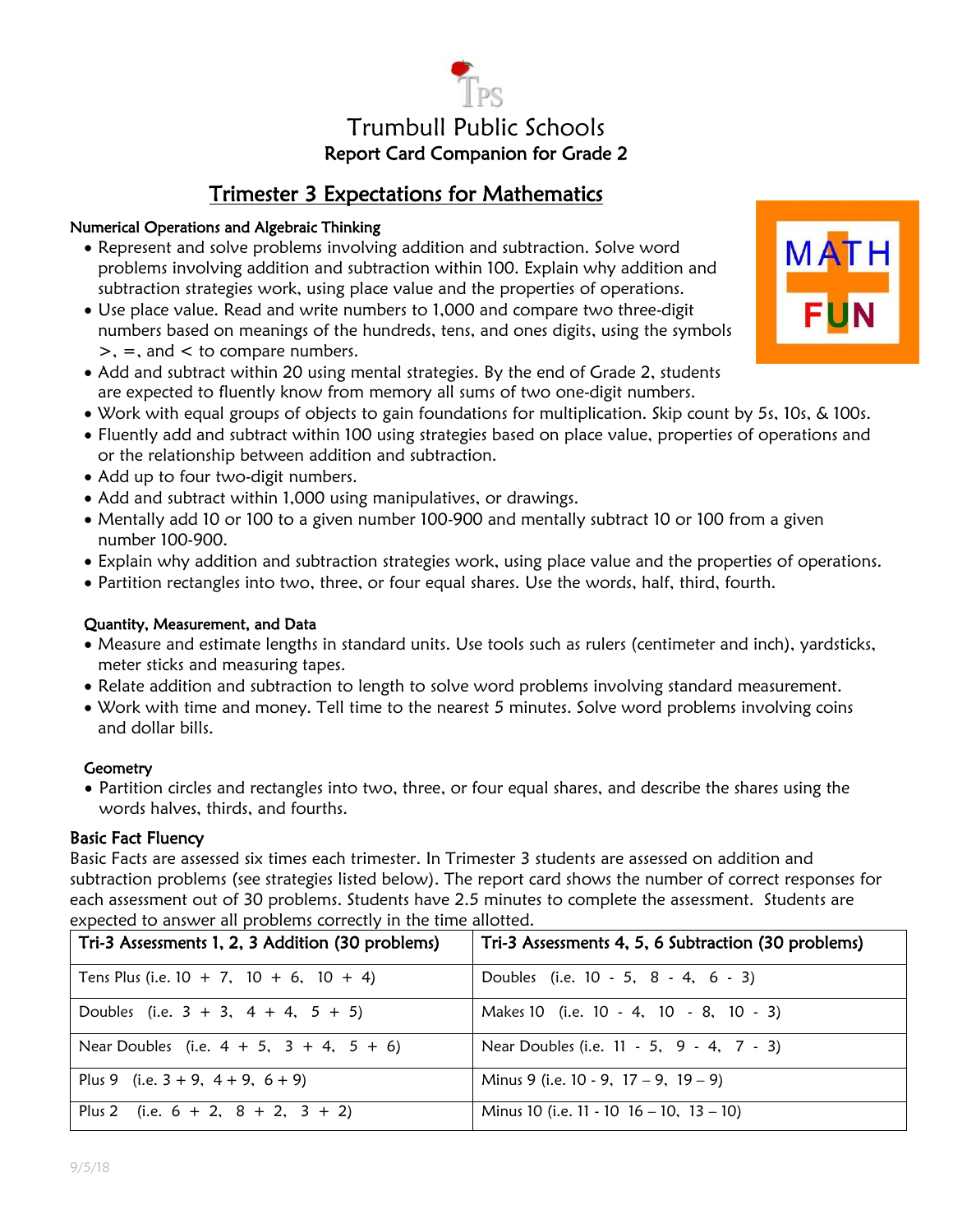# Trumbull Public Schools

## Report Card Companion for Grade 2

## Trimester 3 Expectations for Mathematics

### Numerical Operations and Algebraic Thinking

- Represent and solve problems involving addition and subtraction. Solve word problems involving addition and subtraction within 100. Explain why addition and subtraction strategies work, using place value and the properties of operations.
- Use place value. Read and write numbers to 1,000 and compare two three-digit numbers based on meanings of the hundreds, tens, and ones digits, using the symbols >, =, and < to compare numbers.
- Add and subtract within 20 using mental strategies. By the end of Grade 2, students are expected to fluently know from memory all sums of two one-digit numbers.
- Work with equal groups of objects to gain foundations for multiplication. Skip count by 5s, 10s, & 100s.
- Fluently add and subtract within 100 using strategies based on place value, properties of operations and or the relationship between addition and subtraction.
- Add up to four two-digit numbers.
- Add and subtract within 1,000 using manipulatives, or drawings.
- Mentally add 10 or 100 to a given number 100-900 and mentally subtract 10 or 100 from a given number 100-900.
- Explain why addition and subtraction strategies work, using place value and the properties of operations.
- Partition rectangles into two, three, or four equal shares. Use the words, half, third, fourth.

### Quantity, Measurement, and Data

- Measure and estimate lengths in standard units. Use tools such as rulers (centimeter and inch), yardsticks, meter sticks and measuring tapes.
- Relate addition and subtraction to length to solve word problems involving standard measurement.
- Work with time and money. Tell time to the nearest 5 minutes. Solve word problems involving coins and dollar bills.

### Geometry

- Partition circles and rectangles into two, three, or four equal shares, and describe the shares using the words halves, thirds, and fourths.

### Basic Fact Fluency

Basic Facts are assessed six times each trimester. In Trimester 3 students are assessed on addition and subtraction problems (see strategies listed below). The report card shows the number of correct responses for each assessment out of 30 problems. Students have 2.5 minutes to complete the assessment. Students are expected to answer all problems correctly in the time allotted.

| Tri-3 Assessments 1, 2, 3 Addition (30 problems) | Tri-3 Assessments 4, 5, 6 Subtraction (30 problems) |
|---|---|
| Tens Plus (i.e. 10 + 7, 10 + 6, 10 + 4) | Doubles (i.e. 10 - 5, 8 - 4, 6 - 3) |
| Doubles (i.e. 3 + 3, 4 + 4, 5 + 5) | Makes 10 (i.e. 10 - 4, 10 - 8, 10 - 3) |
| Near Doubles (i.e. 4 + 5, 3 + 4, 5 + 6) | Near Doubles (i.e. 11 - 5, 9 - 4, 7 - 3) |
| Plus 9 (i.e. 3 + 9, 4 + 9, 6 + 9) | Minus 9 (i.e. 10 - 9, 17 – 9, 19 – 9) |
| Plus 2 (i.e. 6 + 2, 8 + 2, 3 + 2) | Minus 10 (i.e. 11 - 10 16 – 10, 13 – 10) |